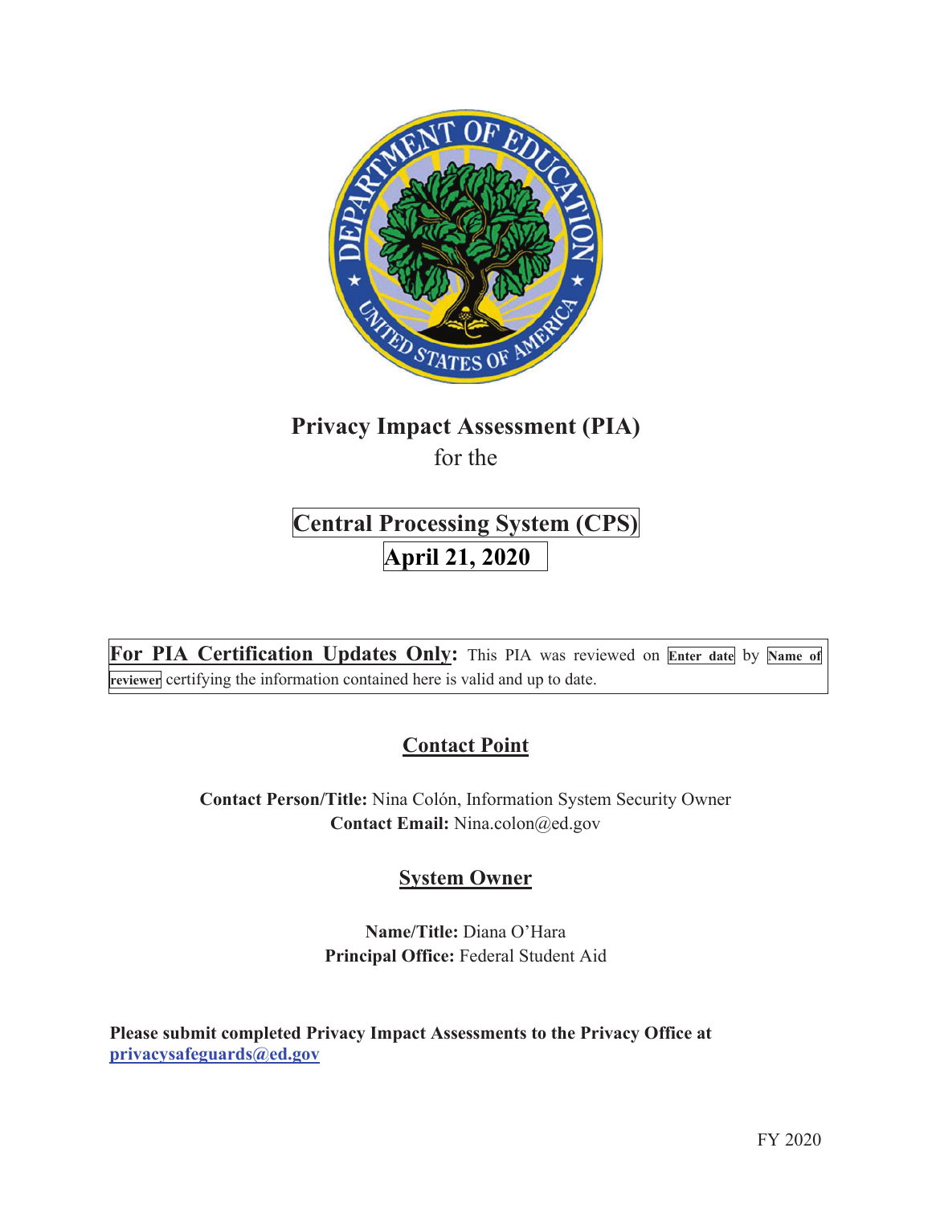# Privacy Impact Assessment (PIA)

for the

## Central Processing System (CPS)

## April 21, 2020

**For PIA Certification Updates Only:** This PIA was reviewed on **Enter date** by **Name of reviewer** certifying the information contained here is valid and up to date.

## Contact Point

**Contact Person/Title:** Nina Colón, Information System Security Owner
**Contact Email:** Nina.colon@ed.gov

## System Owner

**Name/Title:** Diana O'Hara
**Principal Office:** Federal Student Aid

**Please submit completed Privacy Impact Assessments to the Privacy Office at** **privacysafeguards@ed.gov**

FY 2020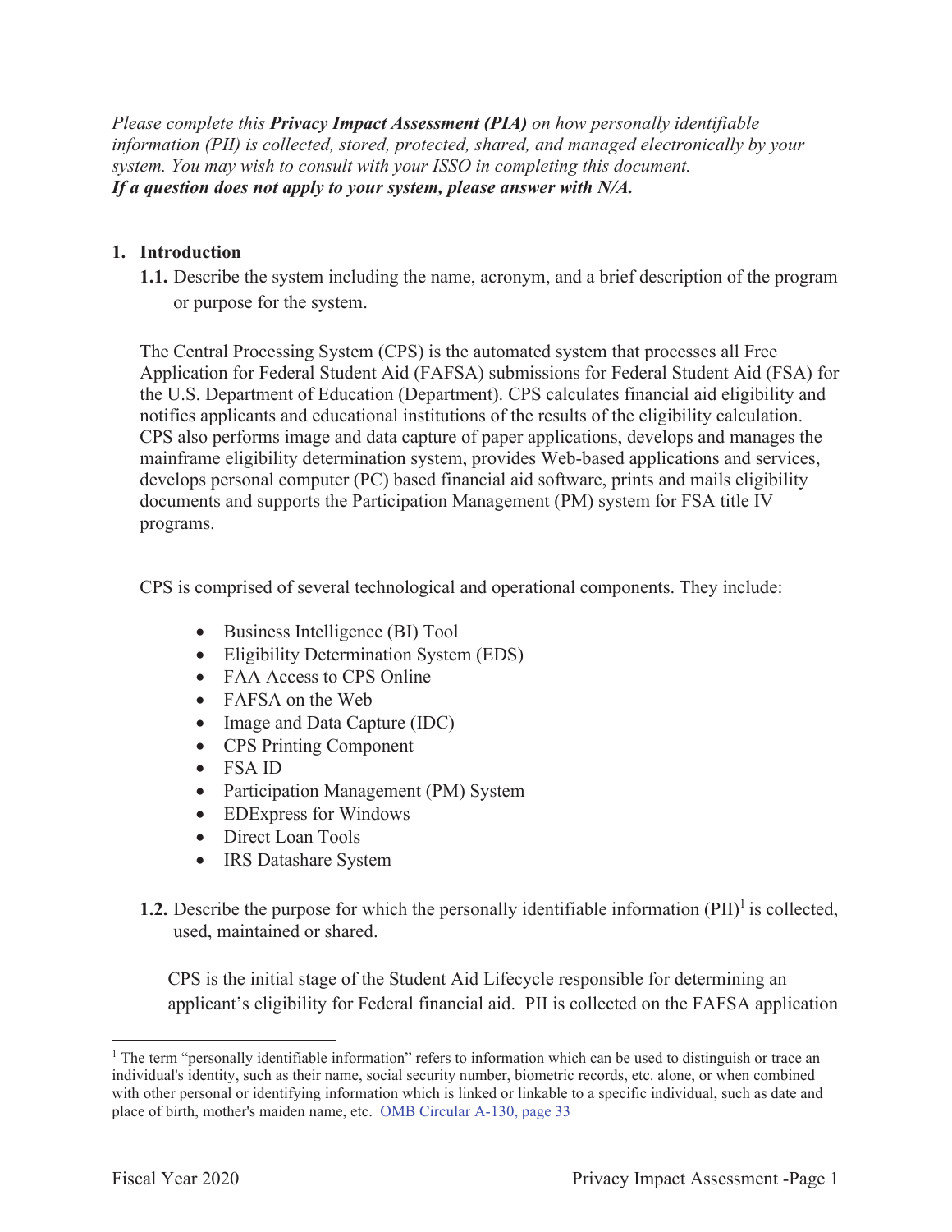*Please complete this **Privacy Impact Assessment (PIA)** on how personally identifiable information (PII) is collected, stored, protected, shared, and managed electronically by your system. You may wish to consult with your ISSO in completing this document.*
***If a question does not apply to your system, please answer with N/A.***

**1. Introduction**

**1.1.** Describe the system including the name, acronym, and a brief description of the program or purpose for the system.

The Central Processing System (CPS) is the automated system that processes all Free Application for Federal Student Aid (FAFSA) submissions for Federal Student Aid (FSA) for the U.S. Department of Education (Department). CPS calculates financial aid eligibility and notifies applicants and educational institutions of the results of the eligibility calculation. CPS also performs image and data capture of paper applications, develops and manages the mainframe eligibility determination system, provides Web-based applications and services, develops personal computer (PC) based financial aid software, prints and mails eligibility documents and supports the Participation Management (PM) system for FSA title IV programs.

CPS is comprised of several technological and operational components. They include:

- Business Intelligence (BI) Tool
- Eligibility Determination System (EDS)
- FAA Access to CPS Online
- FAFSA on the Web
- Image and Data Capture (IDC)
- CPS Printing Component
- FSA ID
- Participation Management (PM) System
- EDExpress for Windows
- Direct Loan Tools
- IRS Datashare System

**1.2.** Describe the purpose for which the personally identifiable information (PII)[1] is collected, used, maintained or shared.

CPS is the initial stage of the Student Aid Lifecycle responsible for determining an applicant's eligibility for Federal financial aid. PII is collected on the FAFSA application

[1] The term "personally identifiable information" refers to information which can be used to distinguish or trace an individual's identity, such as their name, social security number, biometric records, etc. alone, or when combined with other personal or identifying information which is linked or linkable to a specific individual, such as date and place of birth, mother's maiden name, etc. OMB Circular A-130, page 33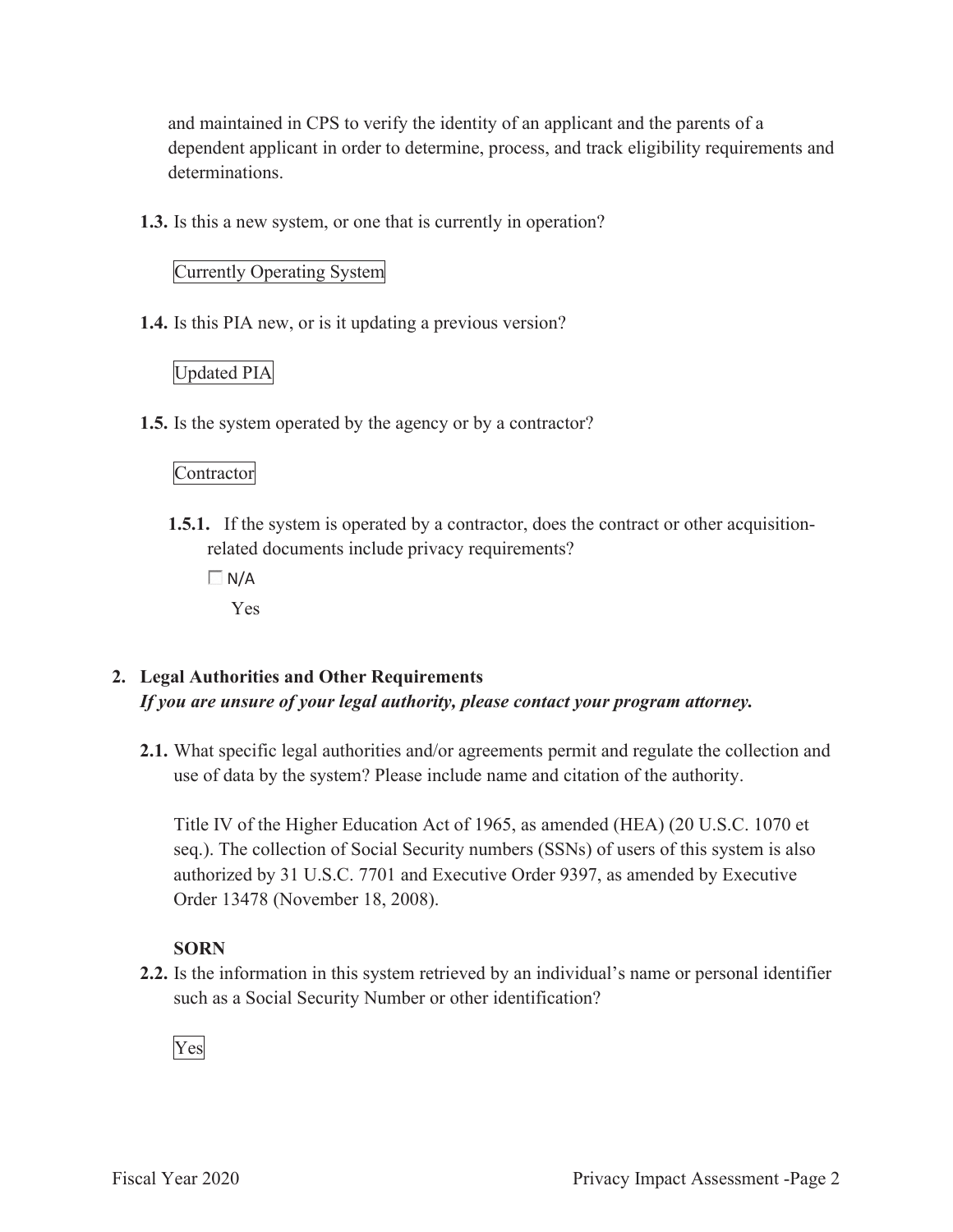and maintained in CPS to verify the identity of an applicant and the parents of a dependent applicant in order to determine, process, and track eligibility requirements and determinations.

**1.3.** Is this a new system, or one that is currently in operation?

Currently Operating System

**1.4.** Is this PIA new, or is it updating a previous version?

Updated PIA

**1.5.** Is the system operated by the agency or by a contractor?

Contractor

**1.5.1.** If the system is operated by a contractor, does the contract or other acquisition-related documents include privacy requirements?

☐ N/A

Yes

## 2. Legal Authorities and Other Requirements

***If you are unsure of your legal authority, please contact your program attorney.***

**2.1.** What specific legal authorities and/or agreements permit and regulate the collection and use of data by the system? Please include name and citation of the authority.

Title IV of the Higher Education Act of 1965, as amended (HEA) (20 U.S.C. 1070 et seq.). The collection of Social Security numbers (SSNs) of users of this system is also authorized by 31 U.S.C. 7701 and Executive Order 9397, as amended by Executive Order 13478 (November 18, 2008).

**SORN**

**2.2.** Is the information in this system retrieved by an individual's name or personal identifier such as a Social Security Number or other identification?

Yes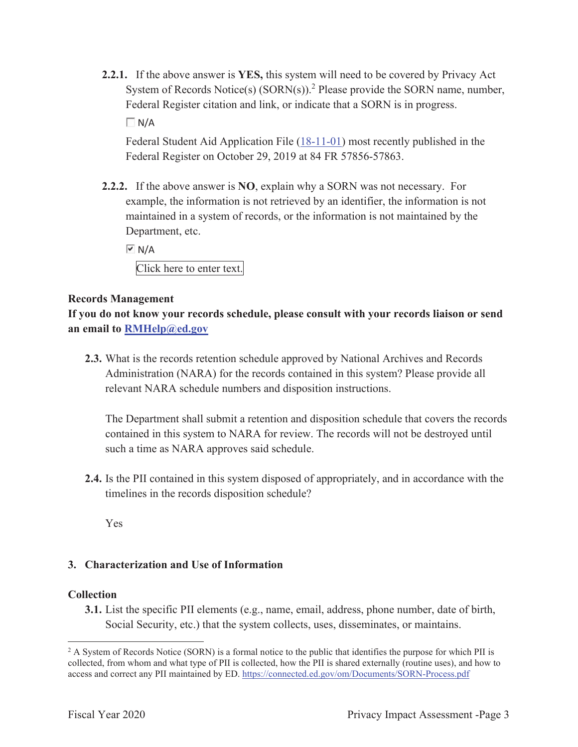**2.2.1.** If the above answer is **YES,** this system will need to be covered by Privacy Act System of Records Notice(s) (SORN(s)).[2] Please provide the SORN name, number, Federal Register citation and link, or indicate that a SORN is in progress.

☐ N/A

Federal Student Aid Application File (18-11-01) most recently published in the Federal Register on October 29, 2019 at 84 FR 57856-57863.

**2.2.2.** If the above answer is **NO**, explain why a SORN was not necessary. For example, the information is not retrieved by an identifier, the information is not maintained in a system of records, or the information is not maintained by the Department, etc.

☑ N/A

Click here to enter text.

**Records Management**

**If you do not know your records schedule, please consult with your records liaison or send an email to RMHelp@ed.gov**

**2.3.** What is the records retention schedule approved by National Archives and Records Administration (NARA) for the records contained in this system? Please provide all relevant NARA schedule numbers and disposition instructions.

The Department shall submit a retention and disposition schedule that covers the records contained in this system to NARA for review. The records will not be destroyed until such a time as NARA approves said schedule.

**2.4.** Is the PII contained in this system disposed of appropriately, and in accordance with the timelines in the records disposition schedule?

Yes

## 3. Characterization and Use of Information

**Collection**

**3.1.** List the specific PII elements (e.g., name, email, address, phone number, date of birth, Social Security, etc.) that the system collects, uses, disseminates, or maintains.

---

[2] A System of Records Notice (SORN) is a formal notice to the public that identifies the purpose for which PII is collected, from whom and what type of PII is collected, how the PII is shared externally (routine uses), and how to access and correct any PII maintained by ED. https://connected.ed.gov/om/Documents/SORN-Process.pdf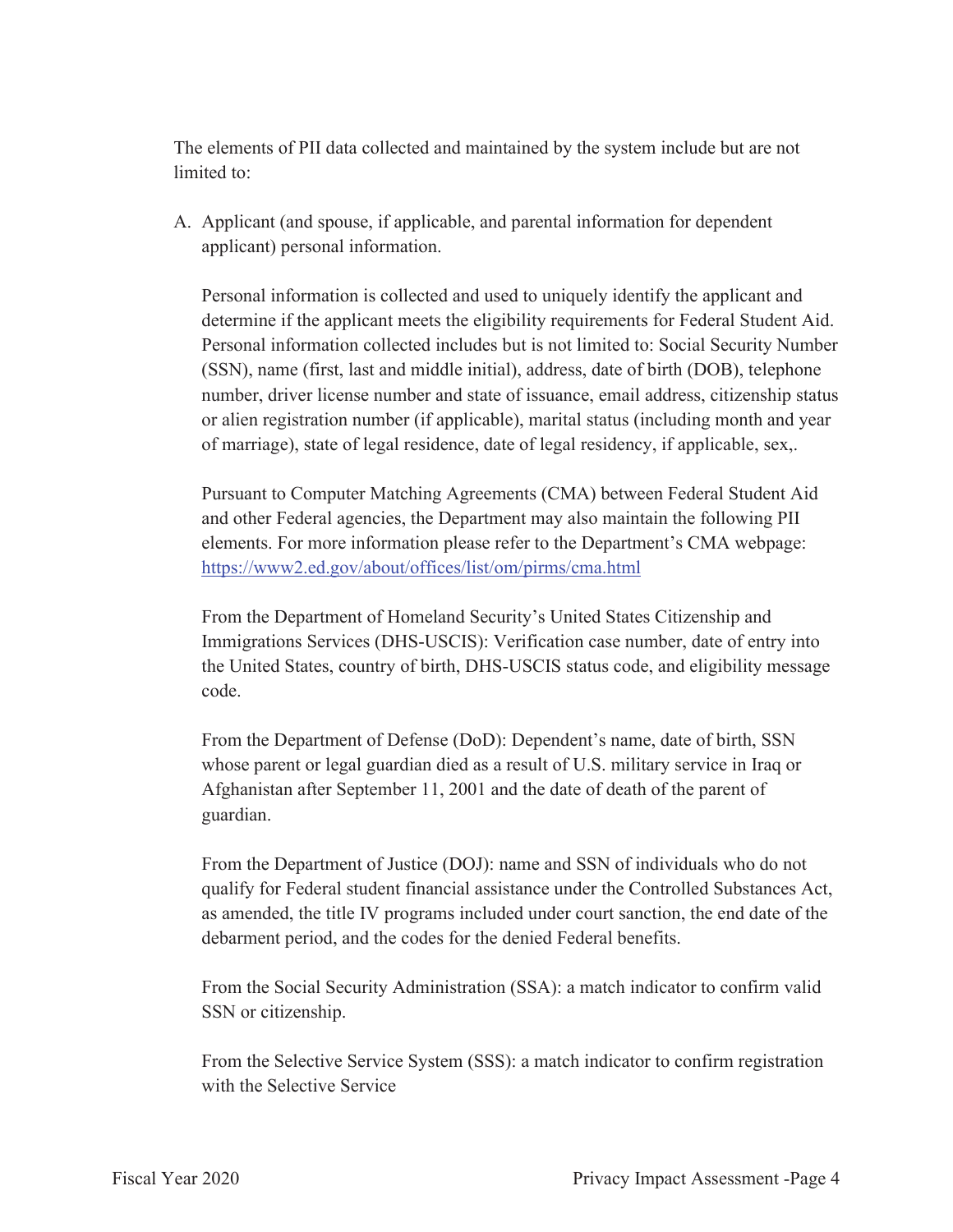The elements of PII data collected and maintained by the system include but are not limited to:

A. Applicant (and spouse, if applicable, and parental information for dependent applicant) personal information.

   Personal information is collected and used to uniquely identify the applicant and determine if the applicant meets the eligibility requirements for Federal Student Aid. Personal information collected includes but is not limited to: Social Security Number (SSN), name (first, last and middle initial), address, date of birth (DOB), telephone number, driver license number and state of issuance, email address, citizenship status or alien registration number (if applicable), marital status (including month and year of marriage), state of legal residence, date of legal residency, if applicable, sex,.

   Pursuant to Computer Matching Agreements (CMA) between Federal Student Aid and other Federal agencies, the Department may also maintain the following PII elements. For more information please refer to the Department's CMA webpage: https://www2.ed.gov/about/offices/list/om/pirms/cma.html

   From the Department of Homeland Security's United States Citizenship and Immigrations Services (DHS-USCIS): Verification case number, date of entry into the United States, country of birth, DHS-USCIS status code, and eligibility message code.

   From the Department of Defense (DoD): Dependent's name, date of birth, SSN whose parent or legal guardian died as a result of U.S. military service in Iraq or Afghanistan after September 11, 2001 and the date of death of the parent of guardian.

   From the Department of Justice (DOJ): name and SSN of individuals who do not qualify for Federal student financial assistance under the Controlled Substances Act, as amended, the title IV programs included under court sanction, the end date of the debarment period, and the codes for the denied Federal benefits.

   From the Social Security Administration (SSA): a match indicator to confirm valid SSN or citizenship.

   From the Selective Service System (SSS): a match indicator to confirm registration with the Selective Service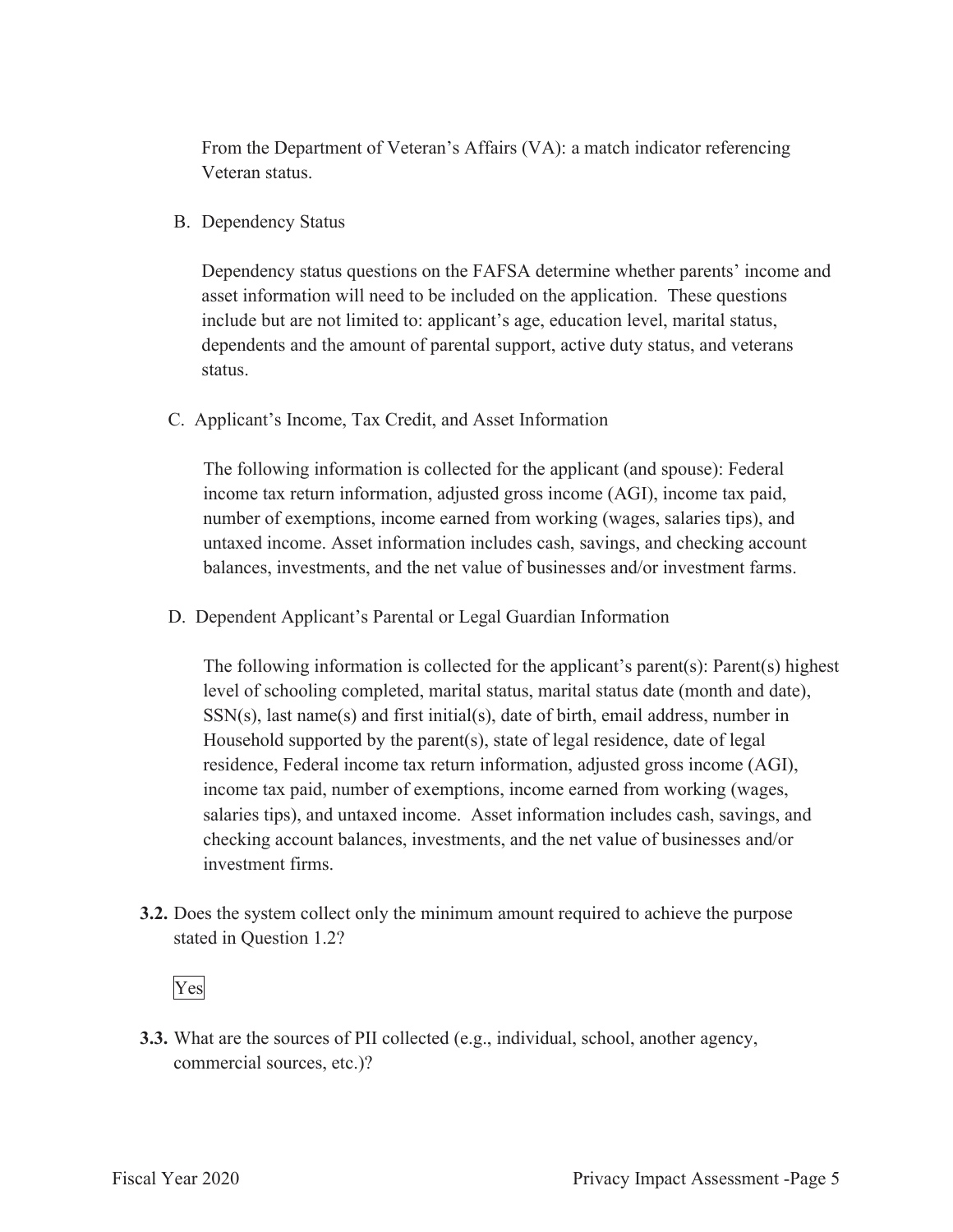From the Department of Veteran's Affairs (VA): a match indicator referencing Veteran status.

B. Dependency Status

Dependency status questions on the FAFSA determine whether parents' income and asset information will need to be included on the application. These questions include but are not limited to: applicant's age, education level, marital status, dependents and the amount of parental support, active duty status, and veterans status.

C. Applicant's Income, Tax Credit, and Asset Information

The following information is collected for the applicant (and spouse): Federal income tax return information, adjusted gross income (AGI), income tax paid, number of exemptions, income earned from working (wages, salaries tips), and untaxed income. Asset information includes cash, savings, and checking account balances, investments, and the net value of businesses and/or investment farms.

D. Dependent Applicant's Parental or Legal Guardian Information

The following information is collected for the applicant's parent(s): Parent(s) highest level of schooling completed, marital status, marital status date (month and date), SSN(s), last name(s) and first initial(s), date of birth, email address, number in Household supported by the parent(s), state of legal residence, date of legal residence, Federal income tax return information, adjusted gross income (AGI), income tax paid, number of exemptions, income earned from working (wages, salaries tips), and untaxed income. Asset information includes cash, savings, and checking account balances, investments, and the net value of businesses and/or investment firms.

**3.2.** Does the system collect only the minimum amount required to achieve the purpose stated in Question 1.2?

Yes

**3.3.** What are the sources of PII collected (e.g., individual, school, another agency, commercial sources, etc.)?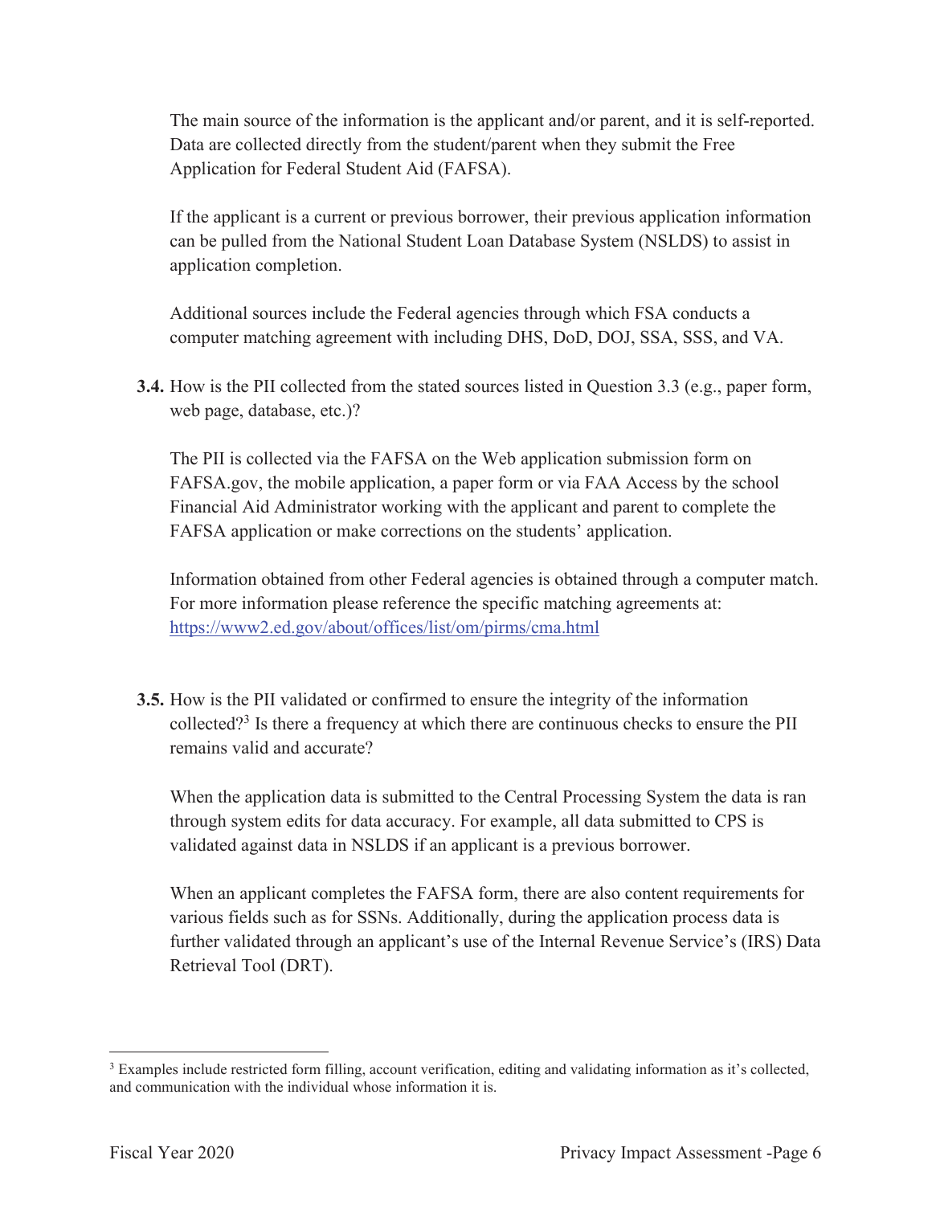The main source of the information is the applicant and/or parent, and it is self-reported. Data are collected directly from the student/parent when they submit the Free Application for Federal Student Aid (FAFSA).

If the applicant is a current or previous borrower, their previous application information can be pulled from the National Student Loan Database System (NSLDS) to assist in application completion.

Additional sources include the Federal agencies through which FSA conducts a computer matching agreement with including DHS, DoD, DOJ, SSA, SSS, and VA.

**3.4.** How is the PII collected from the stated sources listed in Question 3.3 (e.g., paper form, web page, database, etc.)?

The PII is collected via the FAFSA on the Web application submission form on FAFSA.gov, the mobile application, a paper form or via FAA Access by the school Financial Aid Administrator working with the applicant and parent to complete the FAFSA application or make corrections on the students' application.

Information obtained from other Federal agencies is obtained through a computer match. For more information please reference the specific matching agreements at: https://www2.ed.gov/about/offices/list/om/pirms/cma.html

**3.5.** How is the PII validated or confirmed to ensure the integrity of the information collected?[3] Is there a frequency at which there are continuous checks to ensure the PII remains valid and accurate?

When the application data is submitted to the Central Processing System the data is ran through system edits for data accuracy. For example, all data submitted to CPS is validated against data in NSLDS if an applicant is a previous borrower.

When an applicant completes the FAFSA form, there are also content requirements for various fields such as for SSNs. Additionally, during the application process data is further validated through an applicant's use of the Internal Revenue Service's (IRS) Data Retrieval Tool (DRT).

---

[3] Examples include restricted form filling, account verification, editing and validating information as it's collected, and communication with the individual whose information it is.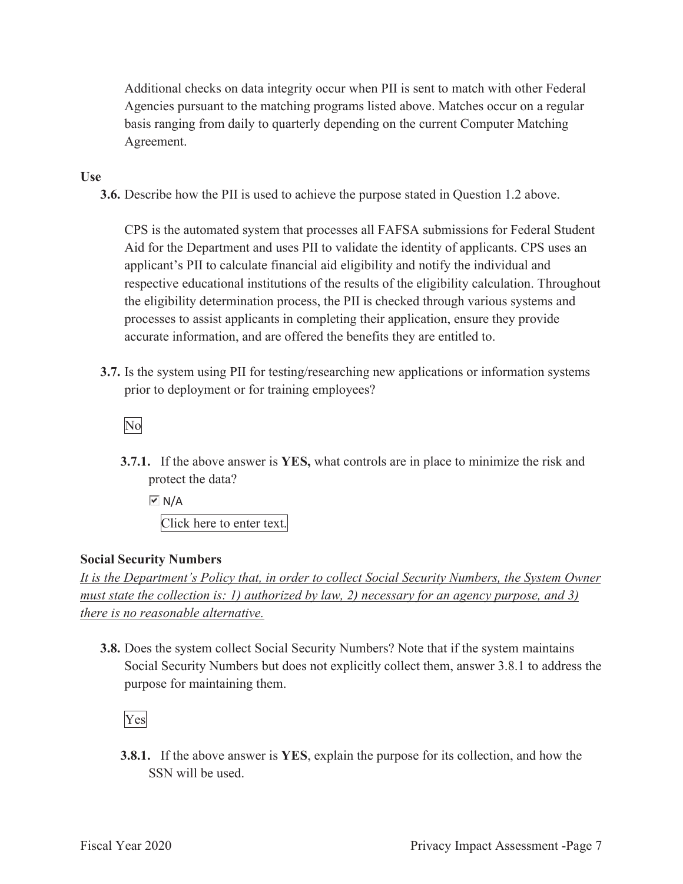Additional checks on data integrity occur when PII is sent to match with other Federal Agencies pursuant to the matching programs listed above. Matches occur on a regular basis ranging from daily to quarterly depending on the current Computer Matching Agreement.

**Use**

**3.6.** Describe how the PII is used to achieve the purpose stated in Question 1.2 above.

CPS is the automated system that processes all FAFSA submissions for Federal Student Aid for the Department and uses PII to validate the identity of applicants. CPS uses an applicant's PII to calculate financial aid eligibility and notify the individual and respective educational institutions of the results of the eligibility calculation. Throughout the eligibility determination process, the PII is checked through various systems and processes to assist applicants in completing their application, ensure they provide accurate information, and are offered the benefits they are entitled to.

**3.7.** Is the system using PII for testing/researching new applications or information systems prior to deployment or for training employees?

No

**3.7.1.** If the above answer is **YES,** what controls are in place to minimize the risk and protect the data?

☑ N/A

Click here to enter text.

**Social Security Numbers**

*It is the Department's Policy that, in order to collect Social Security Numbers, the System Owner must state the collection is: 1) authorized by law, 2) necessary for an agency purpose, and 3) there is no reasonable alternative.*

**3.8.** Does the system collect Social Security Numbers? Note that if the system maintains Social Security Numbers but does not explicitly collect them, answer 3.8.1 to address the purpose for maintaining them.

Yes

**3.8.1.** If the above answer is **YES**, explain the purpose for its collection, and how the SSN will be used.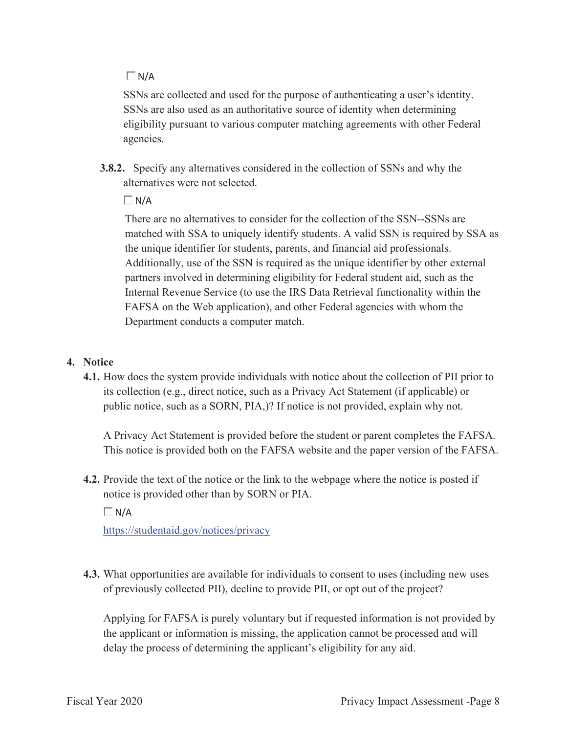☐ N/A

SSNs are collected and used for the purpose of authenticating a user's identity. SSNs are also used as an authoritative source of identity when determining eligibility pursuant to various computer matching agreements with other Federal agencies.

**3.8.2.** Specify any alternatives considered in the collection of SSNs and why the alternatives were not selected.

☐ N/A

There are no alternatives to consider for the collection of the SSN--SSNs are matched with SSA to uniquely identify students. A valid SSN is required by SSA as the unique identifier for students, parents, and financial aid professionals. Additionally, use of the SSN is required as the unique identifier by other external partners involved in determining eligibility for Federal student aid, such as the Internal Revenue Service (to use the IRS Data Retrieval functionality within the FAFSA on the Web application), and other Federal agencies with whom the Department conducts a computer match.

## 4. Notice

**4.1.** How does the system provide individuals with notice about the collection of PII prior to its collection (e.g., direct notice, such as a Privacy Act Statement (if applicable) or public notice, such as a SORN, PIA,)? If notice is not provided, explain why not.

A Privacy Act Statement is provided before the student or parent completes the FAFSA. This notice is provided both on the FAFSA website and the paper version of the FAFSA.

**4.2.** Provide the text of the notice or the link to the webpage where the notice is posted if notice is provided other than by SORN or PIA.

☐ N/A

https://studentaid.gov/notices/privacy

**4.3.** What opportunities are available for individuals to consent to uses (including new uses of previously collected PII), decline to provide PII, or opt out of the project?

Applying for FAFSA is purely voluntary but if requested information is not provided by the applicant or information is missing, the application cannot be processed and will delay the process of determining the applicant's eligibility for any aid.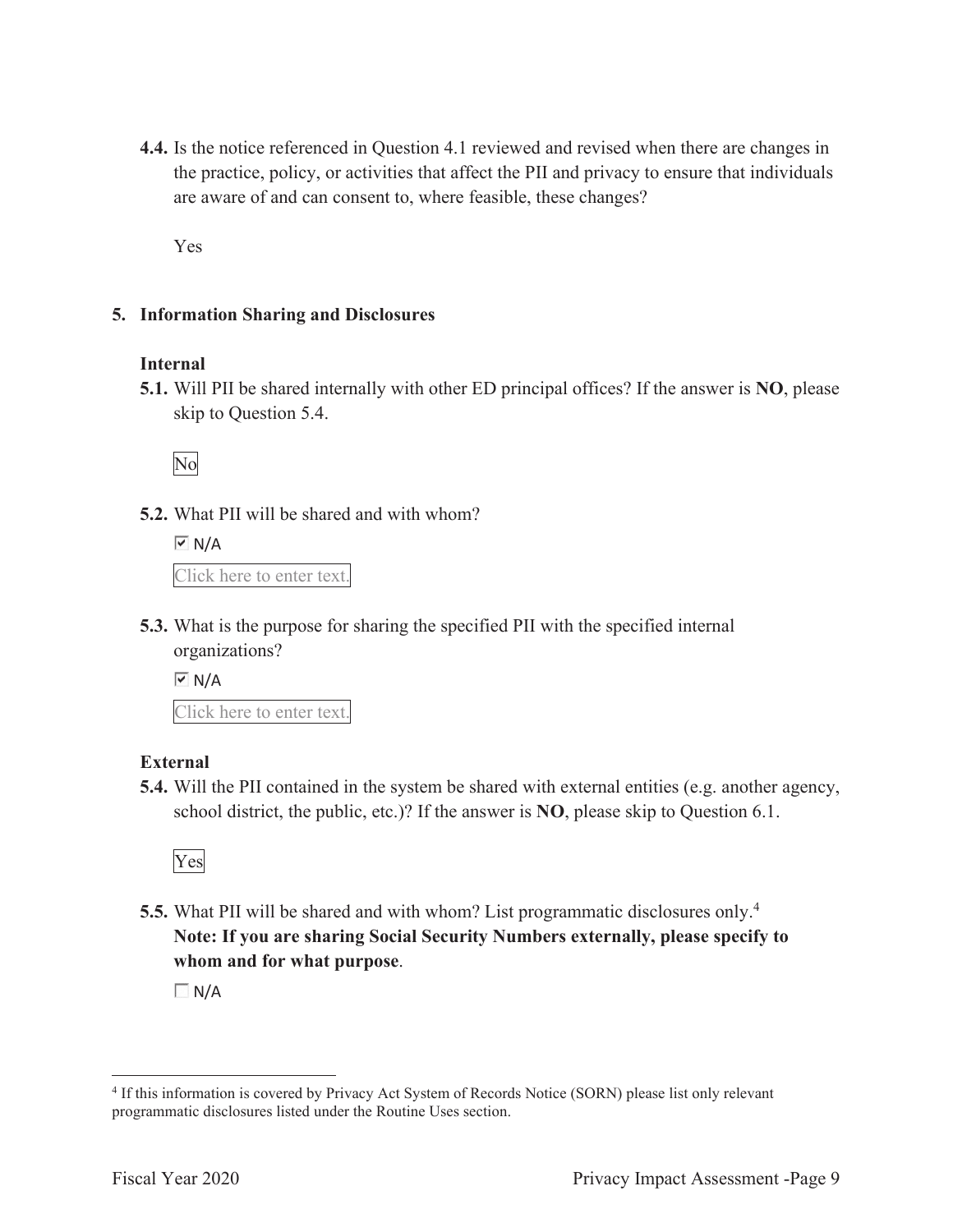**4.4.** Is the notice referenced in Question 4.1 reviewed and revised when there are changes in the practice, policy, or activities that affect the PII and privacy to ensure that individuals are aware of and can consent to, where feasible, these changes?

Yes

## 5. Information Sharing and Disclosures

### Internal

**5.1.** Will PII be shared internally with other ED principal offices? If the answer is **NO**, please skip to Question 5.4.

No

**5.2.** What PII will be shared and with whom?

☑ N/A

Click here to enter text.

**5.3.** What is the purpose for sharing the specified PII with the specified internal organizations?

☑ N/A

Click here to enter text.

### External

**5.4.** Will the PII contained in the system be shared with external entities (e.g. another agency, school district, the public, etc.)? If the answer is **NO**, please skip to Question 6.1.

Yes

**5.5.** What PII will be shared and with whom? List programmatic disclosures only.[4] **Note: If you are sharing Social Security Numbers externally, please specify to whom and for what purpose**.

☐ N/A

[4] If this information is covered by Privacy Act System of Records Notice (SORN) please list only relevant programmatic disclosures listed under the Routine Uses section.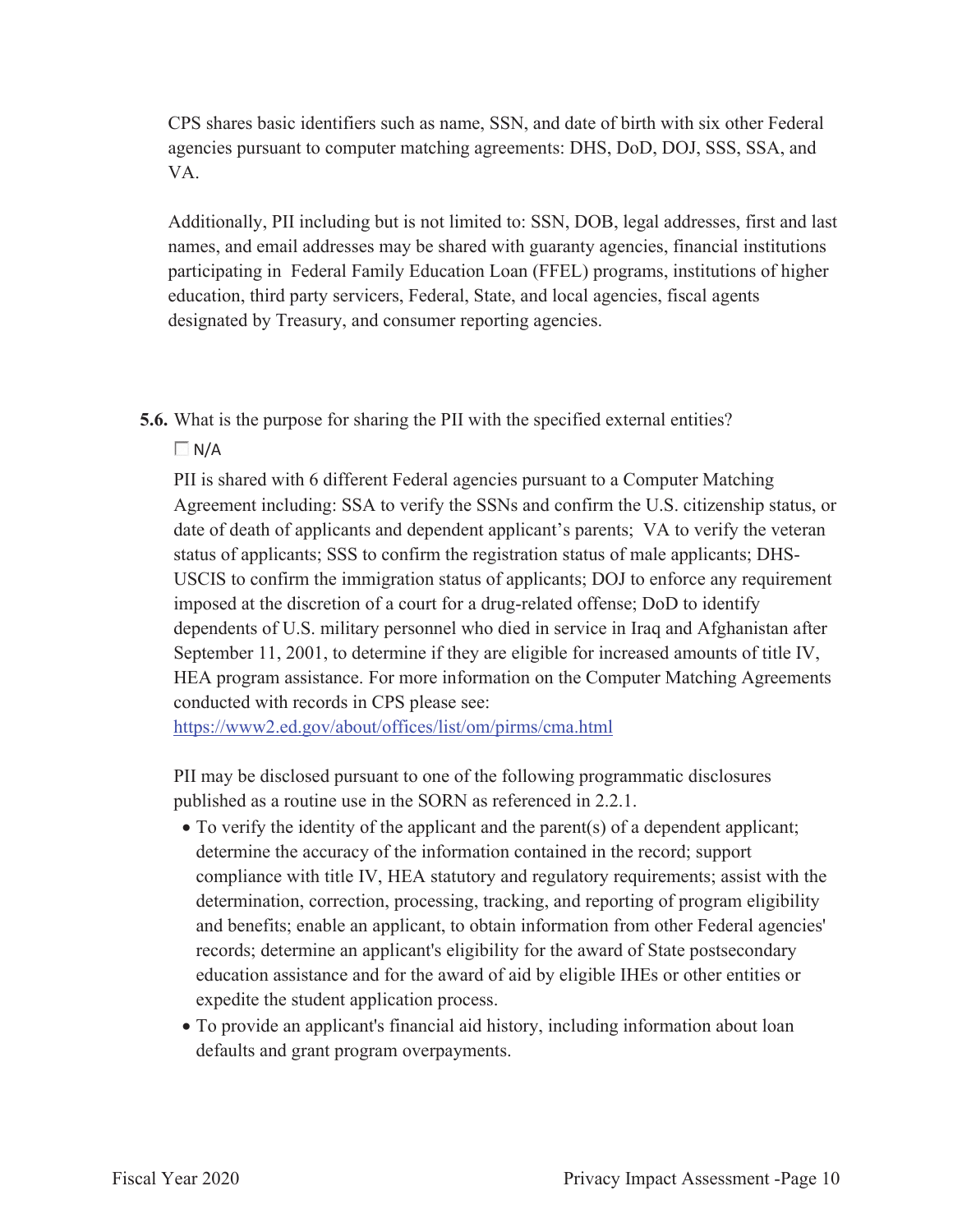CPS shares basic identifiers such as name, SSN, and date of birth with six other Federal agencies pursuant to computer matching agreements: DHS, DoD, DOJ, SSS, SSA, and VA.

Additionally, PII including but is not limited to: SSN, DOB, legal addresses, first and last names, and email addresses may be shared with guaranty agencies, financial institutions participating in Federal Family Education Loan (FFEL) programs, institutions of higher education, third party servicers, Federal, State, and local agencies, fiscal agents designated by Treasury, and consumer reporting agencies.

**5.6.** What is the purpose for sharing the PII with the specified external entities?

☐ N/A

PII is shared with 6 different Federal agencies pursuant to a Computer Matching Agreement including: SSA to verify the SSNs and confirm the U.S. citizenship status, or date of death of applicants and dependent applicant's parents; VA to verify the veteran status of applicants; SSS to confirm the registration status of male applicants; DHS-USCIS to confirm the immigration status of applicants; DOJ to enforce any requirement imposed at the discretion of a court for a drug-related offense; DoD to identify dependents of U.S. military personnel who died in service in Iraq and Afghanistan after September 11, 2001, to determine if they are eligible for increased amounts of title IV, HEA program assistance. For more information on the Computer Matching Agreements conducted with records in CPS please see: https://www2.ed.gov/about/offices/list/om/pirms/cma.html

PII may be disclosed pursuant to one of the following programmatic disclosures published as a routine use in the SORN as referenced in 2.2.1.

- To verify the identity of the applicant and the parent(s) of a dependent applicant; determine the accuracy of the information contained in the record; support compliance with title IV, HEA statutory and regulatory requirements; assist with the determination, correction, processing, tracking, and reporting of program eligibility and benefits; enable an applicant, to obtain information from other Federal agencies' records; determine an applicant's eligibility for the award of State postsecondary education assistance and for the award of aid by eligible IHEs or other entities or expedite the student application process.
- To provide an applicant's financial aid history, including information about loan defaults and grant program overpayments.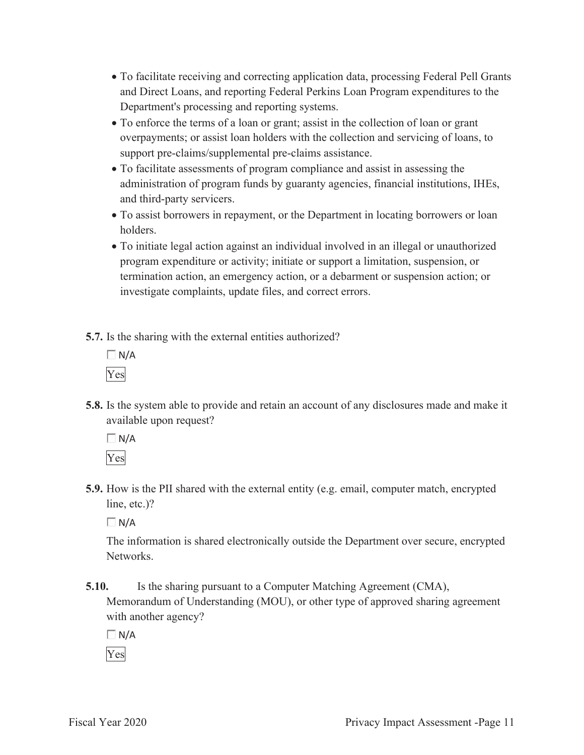- To facilitate receiving and correcting application data, processing Federal Pell Grants and Direct Loans, and reporting Federal Perkins Loan Program expenditures to the Department's processing and reporting systems.
- To enforce the terms of a loan or grant; assist in the collection of loan or grant overpayments; or assist loan holders with the collection and servicing of loans, to support pre-claims/supplemental pre-claims assistance.
- To facilitate assessments of program compliance and assist in assessing the administration of program funds by guaranty agencies, financial institutions, IHEs, and third-party servicers.
- To assist borrowers in repayment, or the Department in locating borrowers or loan holders.
- To initiate legal action against an individual involved in an illegal or unauthorized program expenditure or activity; initiate or support a limitation, suspension, or termination action, an emergency action, or a debarment or suspension action; or investigate complaints, update files, and correct errors.

**5.7.** Is the sharing with the external entities authorized?

☐ N/A

Yes

**5.8.** Is the system able to provide and retain an account of any disclosures made and make it available upon request?

☐ N/A

Yes

**5.9.** How is the PII shared with the external entity (e.g. email, computer match, encrypted line, etc.)?

☐ N/A

The information is shared electronically outside the Department over secure, encrypted Networks.

**5.10.** Is the sharing pursuant to a Computer Matching Agreement (CMA), Memorandum of Understanding (MOU), or other type of approved sharing agreement with another agency?

☐ N/A

Yes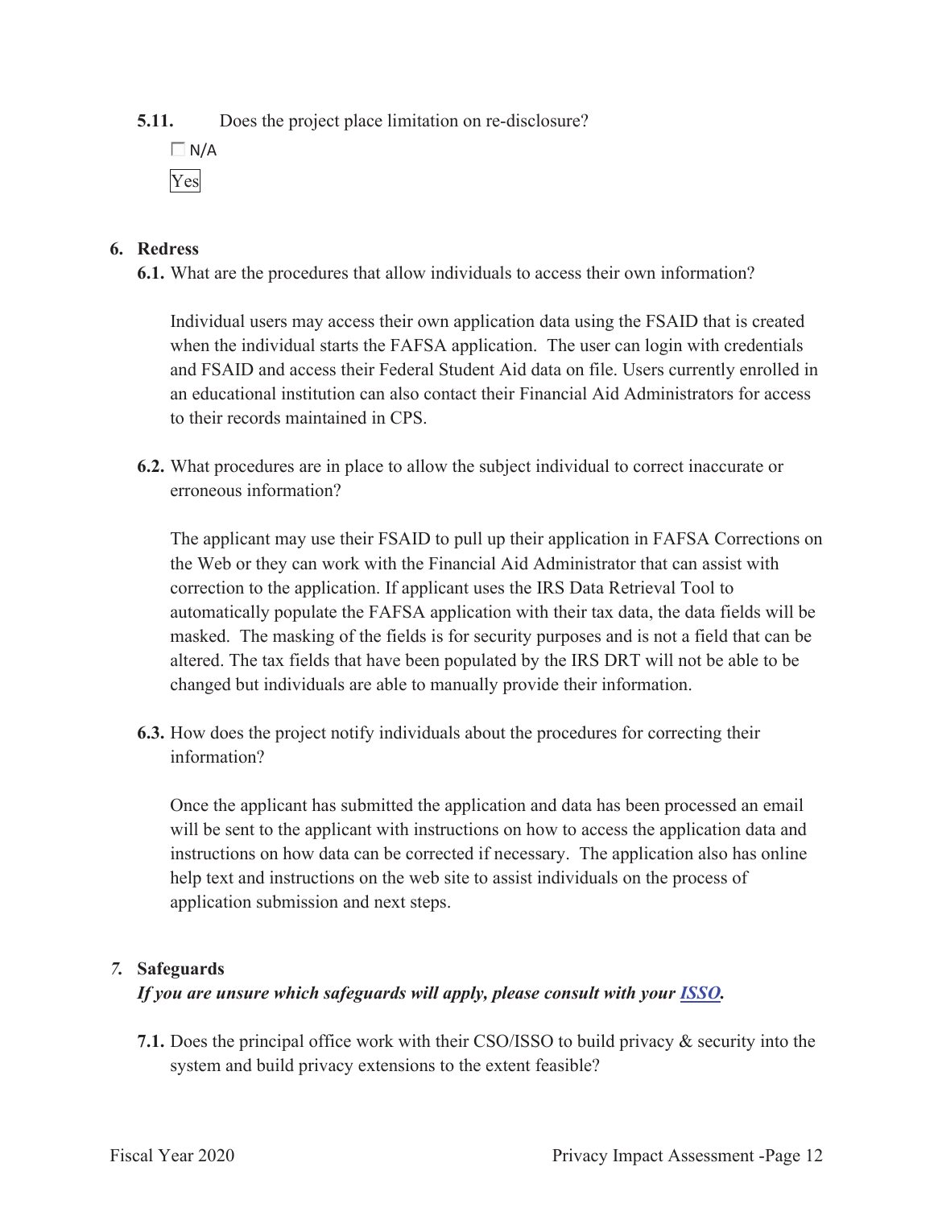**5.11.** Does the project place limitation on re-disclosure?

☐ N/A

Yes

## 6. Redress

**6.1.** What are the procedures that allow individuals to access their own information?

Individual users may access their own application data using the FSAID that is created when the individual starts the FAFSA application. The user can login with credentials and FSAID and access their Federal Student Aid data on file. Users currently enrolled in an educational institution can also contact their Financial Aid Administrators for access to their records maintained in CPS.

**6.2.** What procedures are in place to allow the subject individual to correct inaccurate or erroneous information?

The applicant may use their FSAID to pull up their application in FAFSA Corrections on the Web or they can work with the Financial Aid Administrator that can assist with correction to the application. If applicant uses the IRS Data Retrieval Tool to automatically populate the FAFSA application with their tax data, the data fields will be masked. The masking of the fields is for security purposes and is not a field that can be altered. The tax fields that have been populated by the IRS DRT will not be able to be changed but individuals are able to manually provide their information.

**6.3.** How does the project notify individuals about the procedures for correcting their information?

Once the applicant has submitted the application and data has been processed an email will be sent to the applicant with instructions on how to access the application data and instructions on how data can be corrected if necessary. The application also has online help text and instructions on the web site to assist individuals on the process of application submission and next steps.

## *7.* Safeguards

***If you are unsure which safeguards will apply, please consult with your ISSO.***

**7.1.** Does the principal office work with their CSO/ISSO to build privacy & security into the system and build privacy extensions to the extent feasible?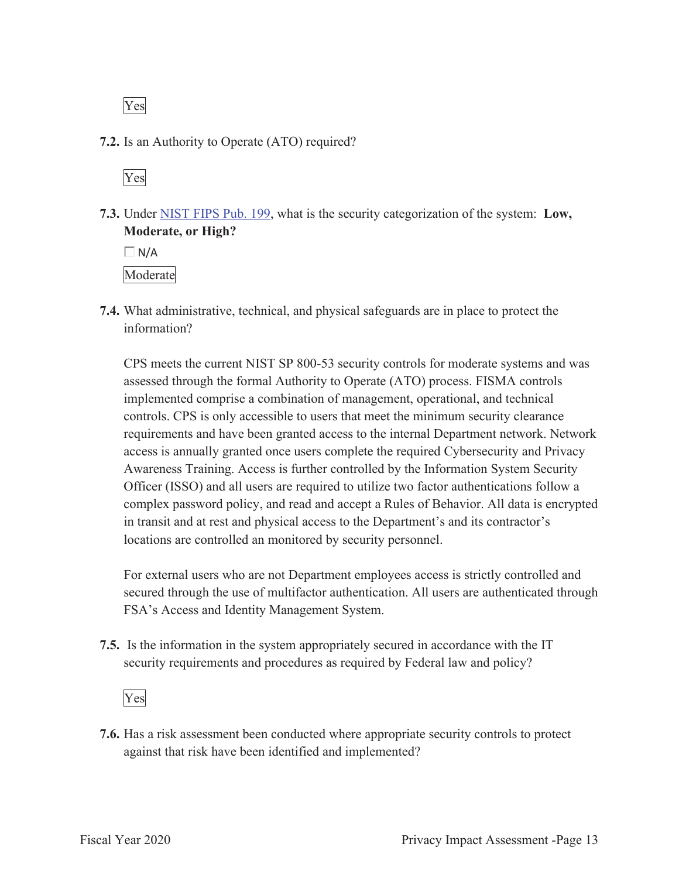Yes

**7.2.** Is an Authority to Operate (ATO) required?

Yes

**7.3.** Under [NIST FIPS Pub. 199](#), what is the security categorization of the system: **Low, Moderate, or High?**

☐ N/A

Moderate

**7.4.** What administrative, technical, and physical safeguards are in place to protect the information?

CPS meets the current NIST SP 800-53 security controls for moderate systems and was assessed through the formal Authority to Operate (ATO) process. FISMA controls implemented comprise a combination of management, operational, and technical controls. CPS is only accessible to users that meet the minimum security clearance requirements and have been granted access to the internal Department network. Network access is annually granted once users complete the required Cybersecurity and Privacy Awareness Training. Access is further controlled by the Information System Security Officer (ISSO) and all users are required to utilize two factor authentications follow a complex password policy, and read and accept a Rules of Behavior. All data is encrypted in transit and at rest and physical access to the Department's and its contractor's locations are controlled an monitored by security personnel.

For external users who are not Department employees access is strictly controlled and secured through the use of multifactor authentication. All users are authenticated through FSA's Access and Identity Management System.

**7.5.** Is the information in the system appropriately secured in accordance with the IT security requirements and procedures as required by Federal law and policy?

Yes

**7.6.** Has a risk assessment been conducted where appropriate security controls to protect against that risk have been identified and implemented?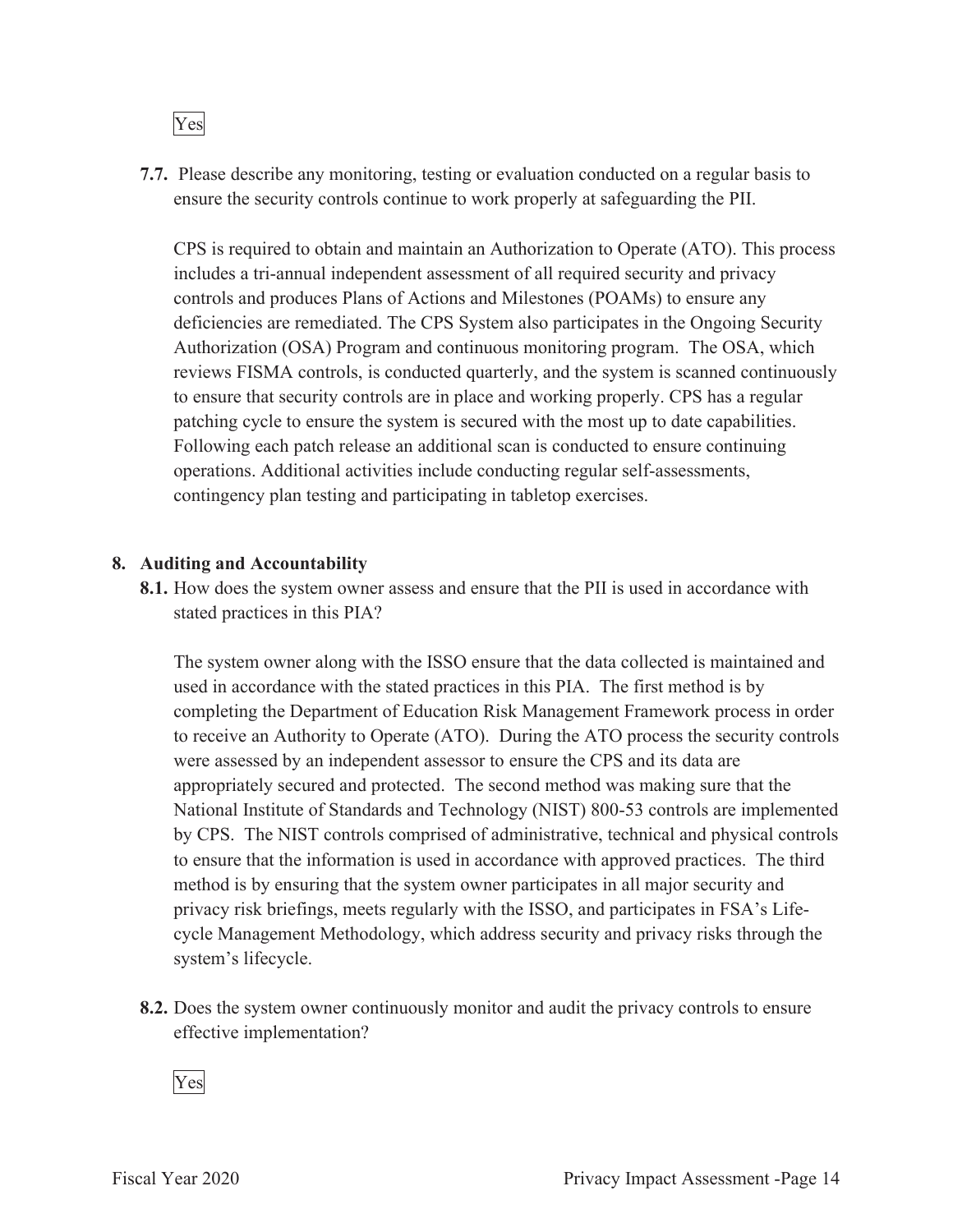Yes

**7.7.** Please describe any monitoring, testing or evaluation conducted on a regular basis to ensure the security controls continue to work properly at safeguarding the PII.

CPS is required to obtain and maintain an Authorization to Operate (ATO). This process includes a tri-annual independent assessment of all required security and privacy controls and produces Plans of Actions and Milestones (POAMs) to ensure any deficiencies are remediated. The CPS System also participates in the Ongoing Security Authorization (OSA) Program and continuous monitoring program. The OSA, which reviews FISMA controls, is conducted quarterly, and the system is scanned continuously to ensure that security controls are in place and working properly. CPS has a regular patching cycle to ensure the system is secured with the most up to date capabilities. Following each patch release an additional scan is conducted to ensure continuing operations. Additional activities include conducting regular self-assessments, contingency plan testing and participating in tabletop exercises.

## 8. Auditing and Accountability

**8.1.** How does the system owner assess and ensure that the PII is used in accordance with stated practices in this PIA?

The system owner along with the ISSO ensure that the data collected is maintained and used in accordance with the stated practices in this PIA. The first method is by completing the Department of Education Risk Management Framework process in order to receive an Authority to Operate (ATO). During the ATO process the security controls were assessed by an independent assessor to ensure the CPS and its data are appropriately secured and protected. The second method was making sure that the National Institute of Standards and Technology (NIST) 800-53 controls are implemented by CPS. The NIST controls comprised of administrative, technical and physical controls to ensure that the information is used in accordance with approved practices. The third method is by ensuring that the system owner participates in all major security and privacy risk briefings, meets regularly with the ISSO, and participates in FSA's Life-cycle Management Methodology, which address security and privacy risks through the system's lifecycle.

**8.2.** Does the system owner continuously monitor and audit the privacy controls to ensure effective implementation?

Yes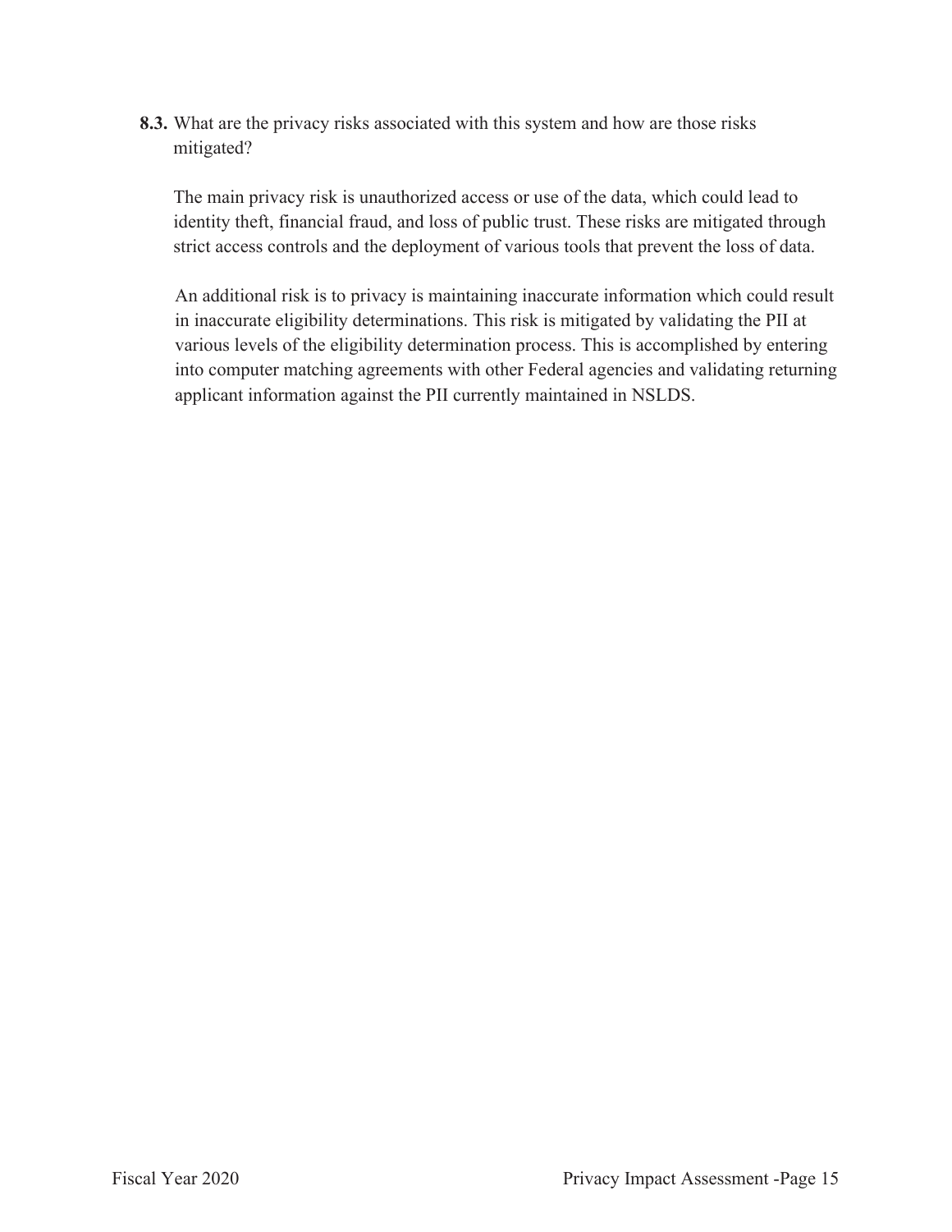**8.3.** What are the privacy risks associated with this system and how are those risks mitigated?

The main privacy risk is unauthorized access or use of the data, which could lead to identity theft, financial fraud, and loss of public trust. These risks are mitigated through strict access controls and the deployment of various tools that prevent the loss of data.

An additional risk is to privacy is maintaining inaccurate information which could result in inaccurate eligibility determinations. This risk is mitigated by validating the PII at various levels of the eligibility determination process. This is accomplished by entering into computer matching agreements with other Federal agencies and validating returning applicant information against the PII currently maintained in NSLDS.